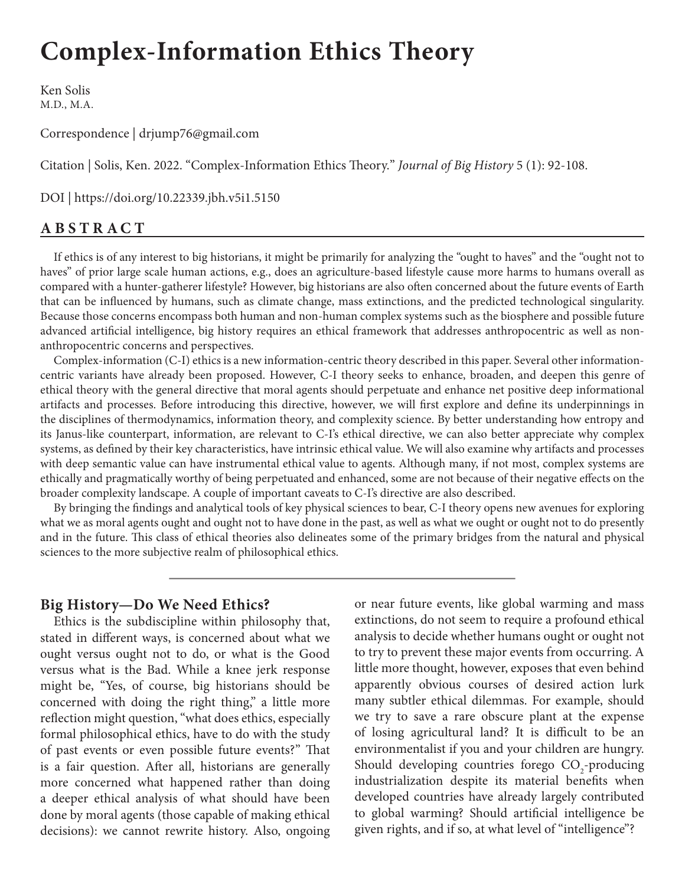# Complex-Information Ethics Theory

Ken Solis
M.D., M.A.

Correspondence | drjump76@gmail.com

Citation | Solis, Ken. 2022. "Complex-Information Ethics Theory." *Journal of Big History* 5 (1): 92-108.

DOI | https://doi.org/10.22339.jbh.v5i1.5150

## ABSTRACT

If ethics is of any interest to big historians, it might be primarily for analyzing the "ought to haves" and the "ought not to haves" of prior large scale human actions, e.g., does an agriculture-based lifestyle cause more harms to humans overall as compared with a hunter-gatherer lifestyle? However, big historians are also often concerned about the future events of Earth that can be influenced by humans, such as climate change, mass extinctions, and the predicted technological singularity. Because those concerns encompass both human and non-human complex systems such as the biosphere and possible future advanced artificial intelligence, big history requires an ethical framework that addresses anthropocentric as well as non-anthropocentric concerns and perspectives.

Complex-information (C-I) ethics is a new information-centric theory described in this paper. Several other information-centric variants have already been proposed. However, C-I theory seeks to enhance, broaden, and deepen this genre of ethical theory with the general directive that moral agents should perpetuate and enhance net positive deep informational artifacts and processes. Before introducing this directive, however, we will first explore and define its underpinnings in the disciplines of thermodynamics, information theory, and complexity science. By better understanding how entropy and its Janus-like counterpart, information, are relevant to C-I's ethical directive, we can also better appreciate why complex systems, as defined by their key characteristics, have intrinsic ethical value. We will also examine why artifacts and processes with deep semantic value can have instrumental ethical value to agents. Although many, if not most, complex systems are ethically and pragmatically worthy of being perpetuated and enhanced, some are not because of their negative effects on the broader complexity landscape. A couple of important caveats to C-I's directive are also described.

By bringing the findings and analytical tools of key physical sciences to bear, C-I theory opens new avenues for exploring what we as moral agents ought and ought not to have done in the past, as well as what we ought or ought not to do presently and in the future. This class of ethical theories also delineates some of the primary bridges from the natural and physical sciences to the more subjective realm of philosophical ethics.

## Big History—Do We Need Ethics?

Ethics is the subdiscipline within philosophy that, stated in different ways, is concerned about what we ought versus ought not to do, or what is the Good versus what is the Bad. While a knee jerk response might be, "Yes, of course, big historians should be concerned with doing the right thing," a little more reflection might question, "what does ethics, especially formal philosophical ethics, have to do with the study of past events or even possible future events?" That is a fair question. After all, historians are generally more concerned what happened rather than doing a deeper ethical analysis of what should have been done by moral agents (those capable of making ethical decisions): we cannot rewrite history. Also, ongoing or near future events, like global warming and mass extinctions, do not seem to require a profound ethical analysis to decide whether humans ought or ought not to try to prevent these major events from occurring. A little more thought, however, exposes that even behind apparently obvious courses of desired action lurk many subtler ethical dilemmas. For example, should we try to save a rare obscure plant at the expense of losing agricultural land? It is difficult to be an environmentalist if you and your children are hungry. Should developing countries forego $CO_2$-producing industrialization despite its material benefits when developed countries have already largely contributed to global warming? Should artificial intelligence be given rights, and if so, at what level of "intelligence"?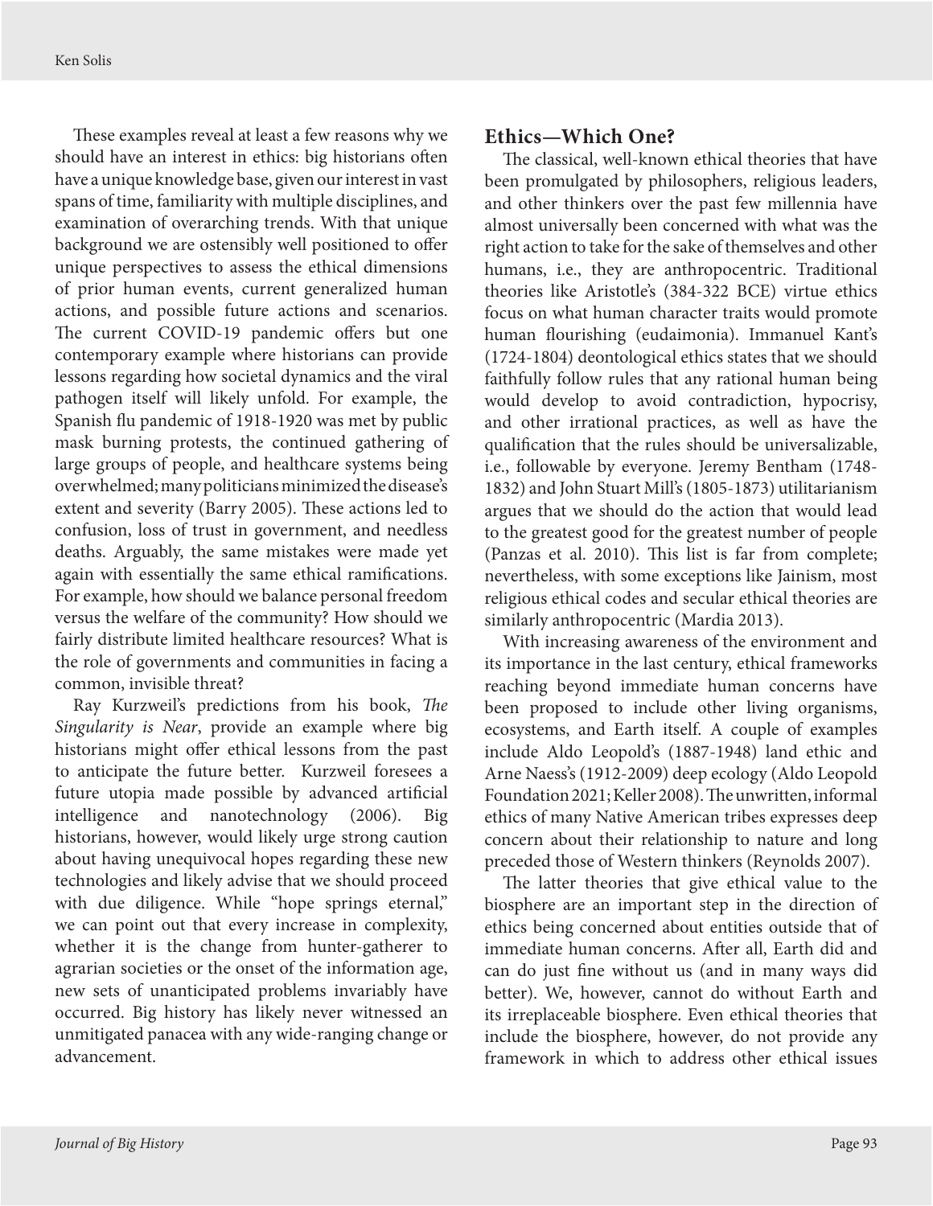These examples reveal at least a few reasons why we should have an interest in ethics: big historians often have a unique knowledge base, given our interest in vast spans of time, familiarity with multiple disciplines, and examination of overarching trends. With that unique background we are ostensibly well positioned to offer unique perspectives to assess the ethical dimensions of prior human events, current generalized human actions, and possible future actions and scenarios. The current COVID-19 pandemic offers but one contemporary example where historians can provide lessons regarding how societal dynamics and the viral pathogen itself will likely unfold. For example, the Spanish flu pandemic of 1918-1920 was met by public mask burning protests, the continued gathering of large groups of people, and healthcare systems being overwhelmed; many politicians minimized the disease's extent and severity (Barry 2005). These actions led to confusion, loss of trust in government, and needless deaths. Arguably, the same mistakes were made yet again with essentially the same ethical ramifications. For example, how should we balance personal freedom versus the welfare of the community? How should we fairly distribute limited healthcare resources? What is the role of governments and communities in facing a common, invisible threat?

Ray Kurzweil's predictions from his book, *The Singularity is Near*, provide an example where big historians might offer ethical lessons from the past to anticipate the future better. Kurzweil foresees a future utopia made possible by advanced artificial intelligence and nanotechnology (2006). Big historians, however, would likely urge strong caution about having unequivocal hopes regarding these new technologies and likely advise that we should proceed with due diligence. While "hope springs eternal," we can point out that every increase in complexity, whether it is the change from hunter-gatherer to agrarian societies or the onset of the information age, new sets of unanticipated problems invariably have occurred. Big history has likely never witnessed an unmitigated panacea with any wide-ranging change or advancement.

## Ethics—Which One?

The classical, well-known ethical theories that have been promulgated by philosophers, religious leaders, and other thinkers over the past few millennia have almost universally been concerned with what was the right action to take for the sake of themselves and other humans, i.e., they are anthropocentric. Traditional theories like Aristotle's (384-322 BCE) virtue ethics focus on what human character traits would promote human flourishing (eudaimonia). Immanuel Kant's (1724-1804) deontological ethics states that we should faithfully follow rules that any rational human being would develop to avoid contradiction, hypocrisy, and other irrational practices, as well as have the qualification that the rules should be universalizable, i.e., followable by everyone. Jeremy Bentham (1748-1832) and John Stuart Mill's (1805-1873) utilitarianism argues that we should do the action that would lead to the greatest good for the greatest number of people (Panzas et al. 2010). This list is far from complete; nevertheless, with some exceptions like Jainism, most religious ethical codes and secular ethical theories are similarly anthropocentric (Mardia 2013).

With increasing awareness of the environment and its importance in the last century, ethical frameworks reaching beyond immediate human concerns have been proposed to include other living organisms, ecosystems, and Earth itself. A couple of examples include Aldo Leopold's (1887-1948) land ethic and Arne Naess's (1912-2009) deep ecology (Aldo Leopold Foundation 2021; Keller 2008). The unwritten, informal ethics of many Native American tribes expresses deep concern about their relationship to nature and long preceded those of Western thinkers (Reynolds 2007).

The latter theories that give ethical value to the biosphere are an important step in the direction of ethics being concerned about entities outside that of immediate human concerns. After all, Earth did and can do just fine without us (and in many ways did better). We, however, cannot do without Earth and its irreplaceable biosphere. Even ethical theories that include the biosphere, however, do not provide any framework in which to address other ethical issues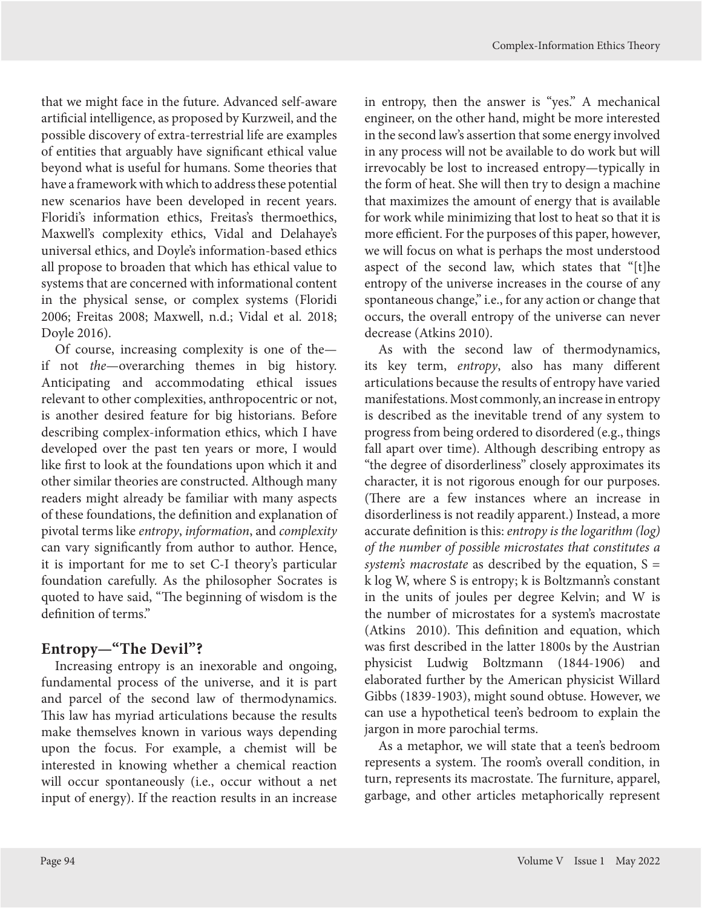that we might face in the future. Advanced self-aware artificial intelligence, as proposed by Kurzweil, and the possible discovery of extra-terrestrial life are examples of entities that arguably have significant ethical value beyond what is useful for humans. Some theories that have a framework with which to address these potential new scenarios have been developed in recent years. Floridi's information ethics, Freitas's thermoethics, Maxwell's complexity ethics, Vidal and Delahaye's universal ethics, and Doyle's information-based ethics all propose to broaden that which has ethical value to systems that are concerned with informational content in the physical sense, or complex systems (Floridi 2006; Freitas 2008; Maxwell, n.d.; Vidal et al. 2018; Doyle 2016).

Of course, increasing complexity is one of the—if not *the*—overarching themes in big history. Anticipating and accommodating ethical issues relevant to other complexities, anthropocentric or not, is another desired feature for big historians. Before describing complex-information ethics, which I have developed over the past ten years or more, I would like first to look at the foundations upon which it and other similar theories are constructed. Although many readers might already be familiar with many aspects of these foundations, the definition and explanation of pivotal terms like *entropy*, *information*, and *complexity* can vary significantly from author to author. Hence, it is important for me to set C-I theory's particular foundation carefully. As the philosopher Socrates is quoted to have said, "The beginning of wisdom is the definition of terms."

## Entropy—"The Devil"?

Increasing entropy is an inexorable and ongoing, fundamental process of the universe, and it is part and parcel of the second law of thermodynamics. This law has myriad articulations because the results make themselves known in various ways depending upon the focus. For example, a chemist will be interested in knowing whether a chemical reaction will occur spontaneously (i.e., occur without a net input of energy). If the reaction results in an increase in entropy, then the answer is "yes." A mechanical engineer, on the other hand, might be more interested in the second law's assertion that some energy involved in any process will not be available to do work but will irrevocably be lost to increased entropy—typically in the form of heat. She will then try to design a machine that maximizes the amount of energy that is available for work while minimizing that lost to heat so that it is more efficient. For the purposes of this paper, however, we will focus on what is perhaps the most understood aspect of the second law, which states that "[t]he entropy of the universe increases in the course of any spontaneous change," i.e., for any action or change that occurs, the overall entropy of the universe can never decrease (Atkins 2010).

As with the second law of thermodynamics, its key term, *entropy*, also has many different articulations because the results of entropy have varied manifestations. Most commonly, an increase in entropy is described as the inevitable trend of any system to progress from being ordered to disordered (e.g., things fall apart over time). Although describing entropy as "the degree of disorderliness" closely approximates its character, it is not rigorous enough for our purposes. (There are a few instances where an increase in disorderliness is not readily apparent.) Instead, a more accurate definition is this: *entropy is the logarithm (log) of the number of possible microstates that constitutes a system's macrostate* as described by the equation, $S = k \log W$, where S is entropy; k is Boltzmann's constant in the units of joules per degree Kelvin; and W is the number of microstates for a system's macrostate (Atkins 2010). This definition and equation, which was first described in the latter 1800s by the Austrian physicist Ludwig Boltzmann (1844-1906) and elaborated further by the American physicist Willard Gibbs (1839-1903), might sound obtuse. However, we can use a hypothetical teen's bedroom to explain the jargon in more parochial terms.

As a metaphor, we will state that a teen's bedroom represents a system. The room's overall condition, in turn, represents its macrostate. The furniture, apparel, garbage, and other articles metaphorically represent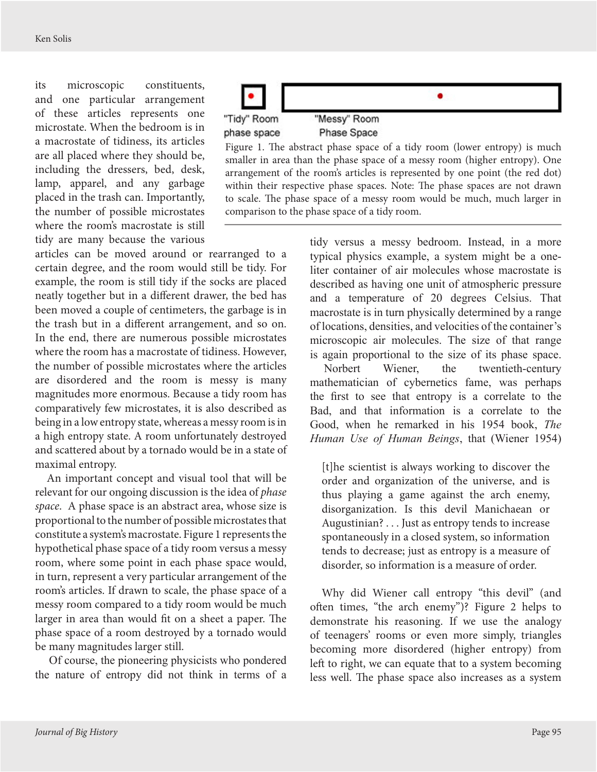its microscopic constituents, and one particular arrangement of these articles represents one microstate. When the bedroom is in a macrostate of tidiness, its articles are all placed where they should be, including the dressers, bed, desk, lamp, apparel, and any garbage placed in the trash can. Importantly, the number of possible microstates where the room's macrostate is still tidy are many because the various articles can be moved around or rearranged to a certain degree, and the room would still be tidy. For example, the room is still tidy if the socks are placed neatly together but in a different drawer, the bed has been moved a couple of centimeters, the garbage is in the trash but in a different arrangement, and so on. In the end, there are numerous possible microstates where the room has a macrostate of tidiness. However, the number of possible microstates where the articles are disordered and the room is messy is many magnitudes more enormous. Because a tidy room has comparatively few microstates, it is also described as being in a low entropy state, whereas a messy room is in a high entropy state. A room unfortunately destroyed and scattered about by a tornado would be in a state of maximal entropy.

"Tidy" Room phase space "Messy" Room Phase Space

Figure 1. The abstract phase space of a tidy room (lower entropy) is much smaller in area than the phase space of a messy room (higher entropy). One arrangement of the room's articles is represented by one point (the red dot) within their respective phase spaces. Note: The phase spaces are not drawn to scale. The phase space of a messy room would be much, much larger in comparison to the phase space of a tidy room.

An important concept and visual tool that will be relevant for our ongoing discussion is the idea of *phase space*. A phase space is an abstract area, whose size is proportional to the number of possible microstates that constitute a system's macrostate. Figure 1 represents the hypothetical phase space of a tidy room versus a messy room, where some point in each phase space would, in turn, represent a very particular arrangement of the room's articles. If drawn to scale, the phase space of a messy room compared to a tidy room would be much larger in area than would fit on a sheet a paper. The phase space of a room destroyed by a tornado would be many magnitudes larger still.

Of course, the pioneering physicists who pondered the nature of entropy did not think in terms of a tidy versus a messy bedroom. Instead, in a more typical physics example, a system might be a one-liter container of air molecules whose macrostate is described as having one unit of atmospheric pressure and a temperature of 20 degrees Celsius. That macrostate is in turn physically determined by a range of locations, densities, and velocities of the container's microscopic air molecules. The size of that range is again proportional to the size of its phase space.

Norbert Wiener, the twentieth-century mathematician of cybernetics fame, was perhaps the first to see that entropy is a correlate to the Bad, and that information is a correlate to the Good, when he remarked in his 1954 book, *The Human Use of Human Beings*, that (Wiener 1954)

> [t]he scientist is always working to discover the order and organization of the universe, and is thus playing a game against the arch enemy, disorganization. Is this devil Manichaean or Augustinian? . . . Just as entropy tends to increase spontaneously in a closed system, so information tends to decrease; just as entropy is a measure of disorder, so information is a measure of order.

Why did Wiener call entropy "this devil" (and often times, "the arch enemy")? Figure 2 helps to demonstrate his reasoning. If we use the analogy of teenagers' rooms or even more simply, triangles becoming more disordered (higher entropy) from left to right, we can equate that to a system becoming less well. The phase space also increases as a system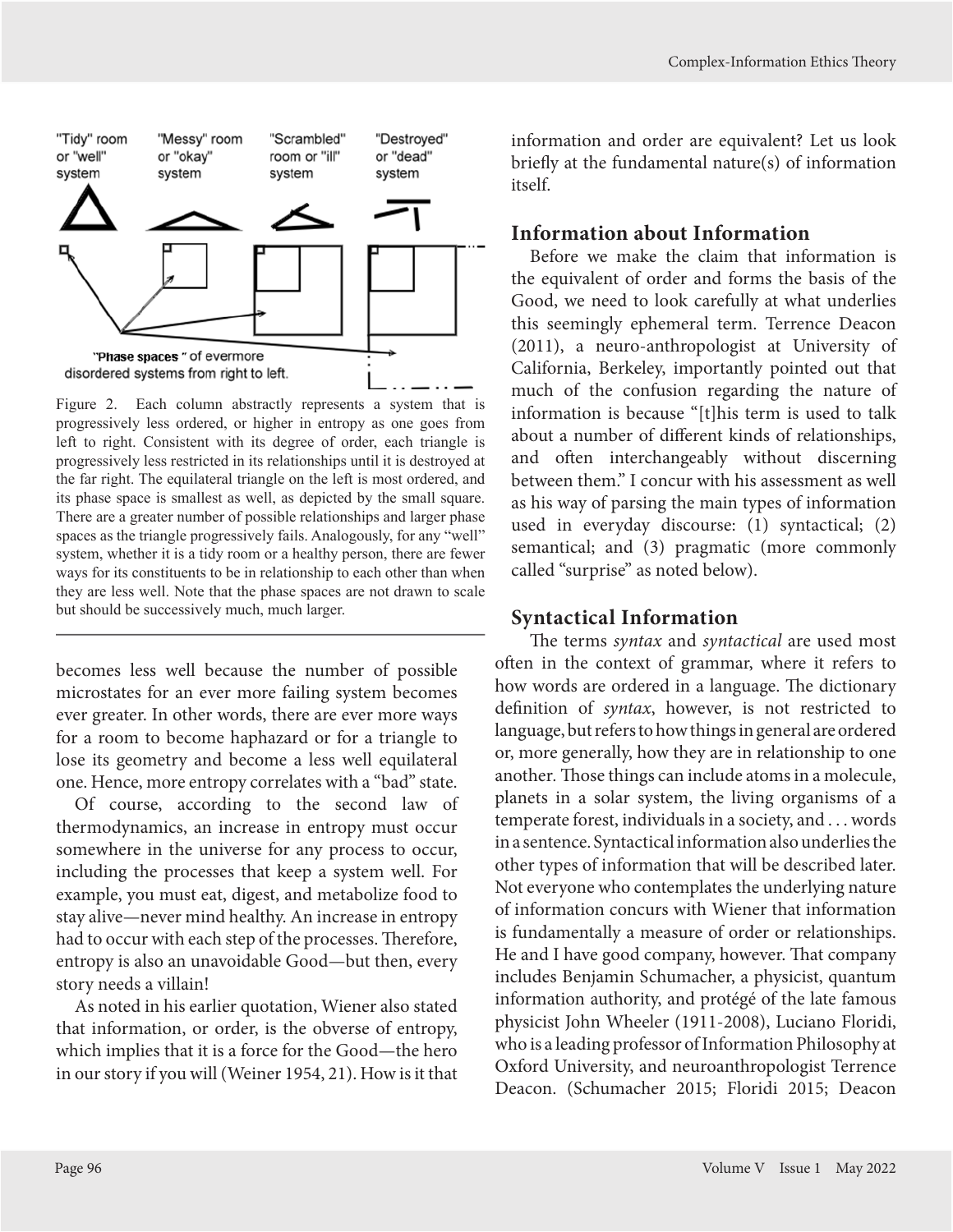"Tidy" room or "well" system

"Messy" room or "okay" system

"Scrambled" room or "ill" system

"Destroyed" or "dead" system

"Phase spaces" of evermore disordered systems from right to left.

Figure 2. Each column abstractly represents a system that is progressively less ordered, or higher in entropy as one goes from left to right. Consistent with its degree of order, each triangle is progressively less restricted in its relationships until it is destroyed at the far right. The equilateral triangle on the left is most ordered, and its phase space is smallest as well, as depicted by the small square. There are a greater number of possible relationships and larger phase spaces as the triangle progressively fails. Analogously, for any "well" system, whether it is a tidy room or a healthy person, there are fewer ways for its constituents to be in relationship to each other than when they are less well. Note that the phase spaces are not drawn to scale but should be successively much, much larger.

becomes less well because the number of possible microstates for an ever more failing system becomes ever greater. In other words, there are ever more ways for a room to become haphazard or for a triangle to lose its geometry and become a less well equilateral one. Hence, more entropy correlates with a "bad" state.

Of course, according to the second law of thermodynamics, an increase in entropy must occur somewhere in the universe for any process to occur, including the processes that keep a system well. For example, you must eat, digest, and metabolize food to stay alive—never mind healthy. An increase in entropy had to occur with each step of the processes. Therefore, entropy is also an unavoidable Good—but then, every story needs a villain!

As noted in his earlier quotation, Wiener also stated that information, or order, is the obverse of entropy, which implies that it is a force for the Good—the hero in our story if you will (Weiner 1954, 21). How is it that information and order are equivalent? Let us look briefly at the fundamental nature(s) of information itself.

## Information about Information

Before we make the claim that information is the equivalent of order and forms the basis of the Good, we need to look carefully at what underlies this seemingly ephemeral term. Terrence Deacon (2011), a neuro-anthropologist at University of California, Berkeley, importantly pointed out that much of the confusion regarding the nature of information is because "[t]his term is used to talk about a number of different kinds of relationships, and often interchangeably without discerning between them." I concur with his assessment as well as his way of parsing the main types of information used in everyday discourse: (1) syntactical; (2) semantical; and (3) pragmatic (more commonly called "surprise" as noted below).

## Syntactical Information

The terms *syntax* and *syntactical* are used most often in the context of grammar, where it refers to how words are ordered in a language. The dictionary definition of *syntax*, however, is not restricted to language, but refers to how things in general are ordered or, more generally, how they are in relationship to one another. Those things can include atoms in a molecule, planets in a solar system, the living organisms of a temperate forest, individuals in a society, and . . . words in a sentence. Syntactical information also underlies the other types of information that will be described later. Not everyone who contemplates the underlying nature of information concurs with Wiener that information is fundamentally a measure of order or relationships. He and I have good company, however. That company includes Benjamin Schumacher, a physicist, quantum information authority, and protégé of the late famous physicist John Wheeler (1911-2008), Luciano Floridi, who is a leading professor of Information Philosophy at Oxford University, and neuroanthropologist Terrence Deacon. (Schumacher 2015; Floridi 2015; Deacon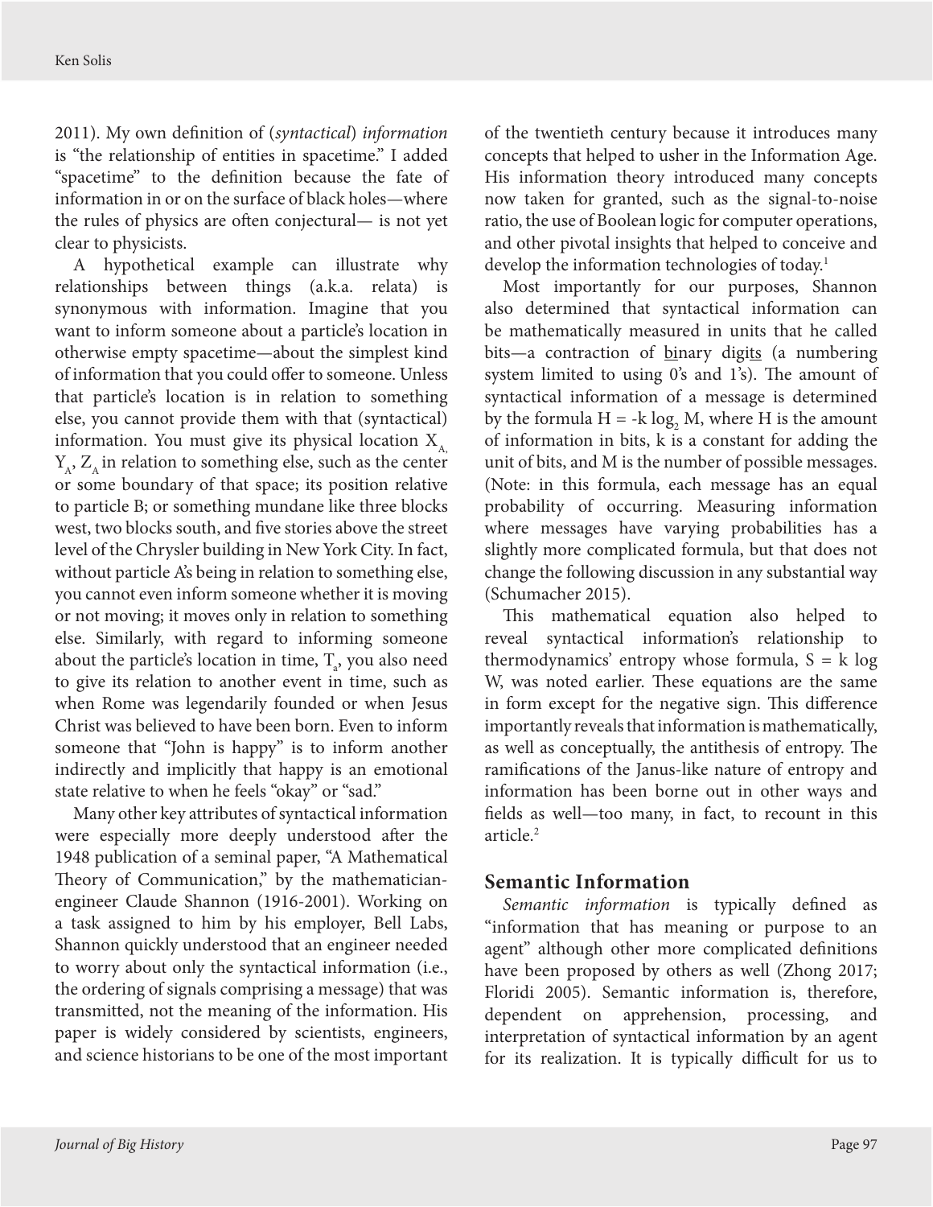2011). My own definition of (*syntactical*) *information* is "the relationship of entities in spacetime." I added "spacetime" to the definition because the fate of information in or on the surface of black holes—where the rules of physics are often conjectural— is not yet clear to physicists.

A hypothetical example can illustrate why relationships between things (a.k.a. relata) is synonymous with information. Imagine that you want to inform someone about a particle's location in otherwise empty spacetime—about the simplest kind of information that you could offer to someone. Unless that particle's location is in relation to something else, you cannot provide them with that (syntactical) information. You must give its physical location $X_A$, $Y_A$, $Z_A$ in relation to something else, such as the center or some boundary of that space; its position relative to particle B; or something mundane like three blocks west, two blocks south, and five stories above the street level of the Chrysler building in New York City. In fact, without particle A's being in relation to something else, you cannot even inform someone whether it is moving or not moving; it moves only in relation to something else. Similarly, with regard to informing someone about the particle's location in time, $T_a$, you also need to give its relation to another event in time, such as when Rome was legendarily founded or when Jesus Christ was believed to have been born. Even to inform someone that "John is happy" is to inform another indirectly and implicitly that happy is an emotional state relative to when he feels "okay" or "sad."

Many other key attributes of syntactical information were especially more deeply understood after the 1948 publication of a seminal paper, "A Mathematical Theory of Communication," by the mathematician-engineer Claude Shannon (1916-2001). Working on a task assigned to him by his employer, Bell Labs, Shannon quickly understood that an engineer needed to worry about only the syntactical information (i.e., the ordering of signals comprising a message) that was transmitted, not the meaning of the information. His paper is widely considered by scientists, engineers, and science historians to be one of the most important of the twentieth century because it introduces many concepts that helped to usher in the Information Age. His information theory introduced many concepts now taken for granted, such as the signal-to-noise ratio, the use of Boolean logic for computer operations, and other pivotal insights that helped to conceive and develop the information technologies of today.[1]

Most importantly for our purposes, Shannon also determined that syntactical information can be mathematically measured in units that he called bits—a contraction of binary digits (a numbering system limited to using 0's and 1's). The amount of syntactical information of a message is determined by the formula $H = -k \log_2 M$, where H is the amount of information in bits, k is a constant for adding the unit of bits, and M is the number of possible messages. (Note: in this formula, each message has an equal probability of occurring. Measuring information where messages have varying probabilities has a slightly more complicated formula, but that does not change the following discussion in any substantial way (Schumacher 2015).

This mathematical equation also helped to reveal syntactical information's relationship to thermodynamics' entropy whose formula, $S = k \log W$, was noted earlier. These equations are the same in form except for the negative sign. This difference importantly reveals that information is mathematically, as well as conceptually, the antithesis of entropy. The ramifications of the Janus-like nature of entropy and information has been borne out in other ways and fields as well—too many, in fact, to recount in this article.[2]

## Semantic Information

*Semantic information* is typically defined as "information that has meaning or purpose to an agent" although other more complicated definitions have been proposed by others as well (Zhong 2017; Floridi 2005). Semantic information is, therefore, dependent on apprehension, processing, and interpretation of syntactical information by an agent for its realization. It is typically difficult for us to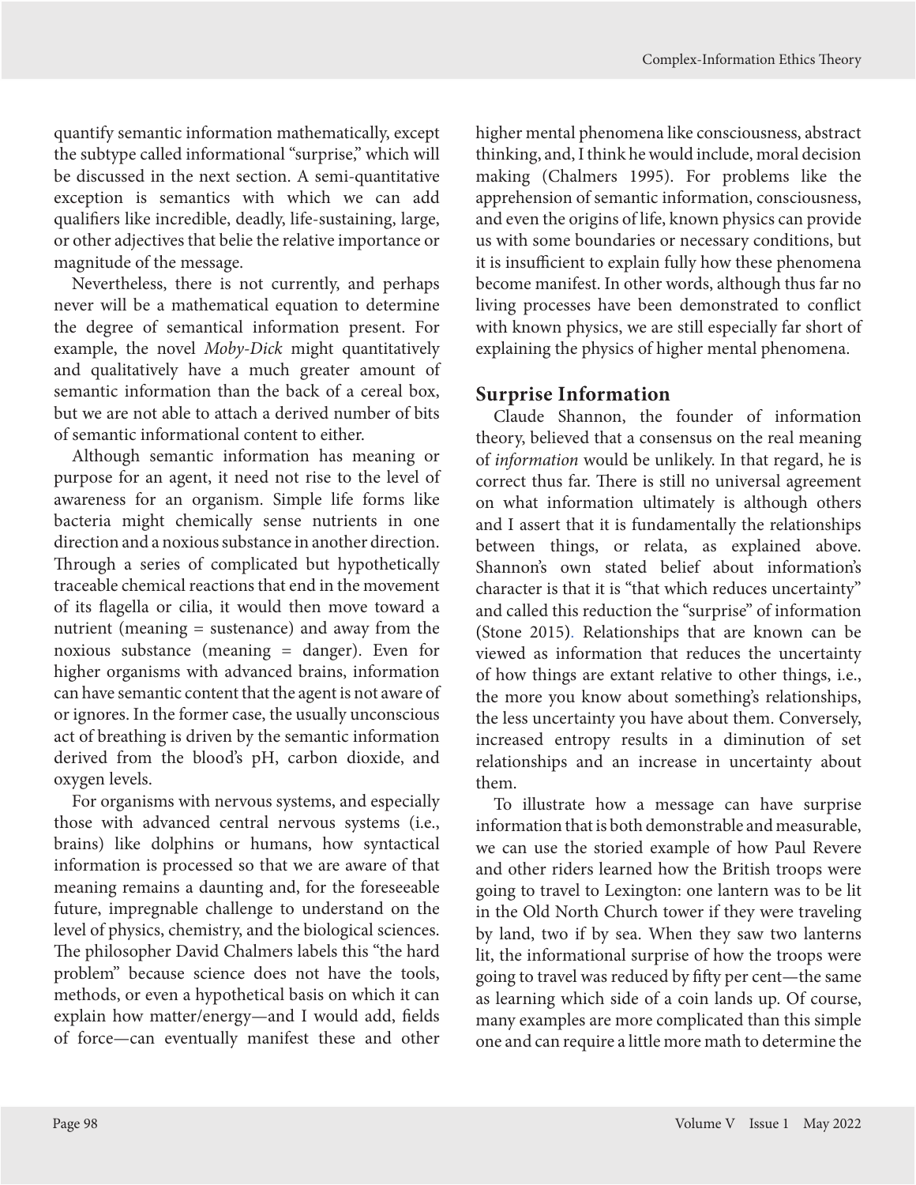quantify semantic information mathematically, except the subtype called informational "surprise," which will be discussed in the next section. A semi-quantitative exception is semantics with which we can add qualifiers like incredible, deadly, life-sustaining, large, or other adjectives that belie the relative importance or magnitude of the message.

Nevertheless, there is not currently, and perhaps never will be a mathematical equation to determine the degree of semantical information present. For example, the novel *Moby-Dick* might quantitatively and qualitatively have a much greater amount of semantic information than the back of a cereal box, but we are not able to attach a derived number of bits of semantic informational content to either.

Although semantic information has meaning or purpose for an agent, it need not rise to the level of awareness for an organism. Simple life forms like bacteria might chemically sense nutrients in one direction and a noxious substance in another direction. Through a series of complicated but hypothetically traceable chemical reactions that end in the movement of its flagella or cilia, it would then move toward a nutrient (meaning = sustenance) and away from the noxious substance (meaning = danger). Even for higher organisms with advanced brains, information can have semantic content that the agent is not aware of or ignores. In the former case, the usually unconscious act of breathing is driven by the semantic information derived from the blood's pH, carbon dioxide, and oxygen levels.

For organisms with nervous systems, and especially those with advanced central nervous systems (i.e., brains) like dolphins or humans, how syntactical information is processed so that we are aware of that meaning remains a daunting and, for the foreseeable future, impregnable challenge to understand on the level of physics, chemistry, and the biological sciences. The philosopher David Chalmers labels this "the hard problem" because science does not have the tools, methods, or even a hypothetical basis on which it can explain how matter/energy—and I would add, fields of force—can eventually manifest these and other higher mental phenomena like consciousness, abstract thinking, and, I think he would include, moral decision making (Chalmers 1995). For problems like the apprehension of semantic information, consciousness, and even the origins of life, known physics can provide us with some boundaries or necessary conditions, but it is insufficient to explain fully how these phenomena become manifest. In other words, although thus far no living processes have been demonstrated to conflict with known physics, we are still especially far short of explaining the physics of higher mental phenomena.

## Surprise Information

Claude Shannon, the founder of information theory, believed that a consensus on the real meaning of *information* would be unlikely. In that regard, he is correct thus far. There is still no universal agreement on what information ultimately is although others and I assert that it is fundamentally the relationships between things, or relata, as explained above. Shannon's own stated belief about information's character is that it is "that which reduces uncertainty" and called this reduction the "surprise" of information (Stone 2015). Relationships that are known can be viewed as information that reduces the uncertainty of how things are extant relative to other things, i.e., the more you know about something's relationships, the less uncertainty you have about them. Conversely, increased entropy results in a diminution of set relationships and an increase in uncertainty about them.

To illustrate how a message can have surprise information that is both demonstrable and measurable, we can use the storied example of how Paul Revere and other riders learned how the British troops were going to travel to Lexington: one lantern was to be lit in the Old North Church tower if they were traveling by land, two if by sea. When they saw two lanterns lit, the informational surprise of how the troops were going to travel was reduced by fifty per cent—the same as learning which side of a coin lands up. Of course, many examples are more complicated than this simple one and can require a little more math to determine the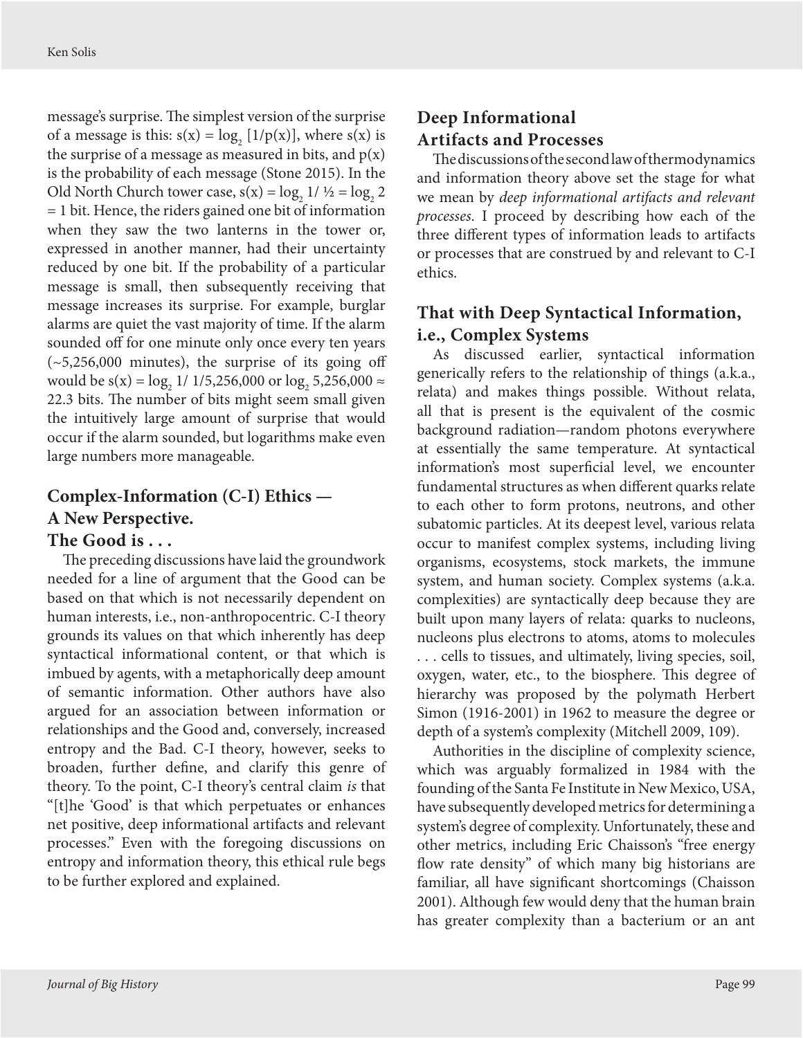message's surprise. The simplest version of the surprise of a message is this: $s(x) = \log_2 [1/p(x)]$, where $s(x)$ is the surprise of a message as measured in bits, and $p(x)$ is the probability of each message (Stone 2015). In the Old North Church tower case, $s(x) = \log_2 1/ ½ = \log_2 2 = 1$ bit. Hence, the riders gained one bit of information when they saw the two lanterns in the tower or, expressed in another manner, had their uncertainty reduced by one bit. If the probability of a particular message is small, then subsequently receiving that message increases its surprise. For example, burglar alarms are quiet the vast majority of time. If the alarm sounded off for one minute only once every ten years (~5,256,000 minutes), the surprise of its going off would be $s(x) = \log_2 1/ 1/5{,}256{,}000$ or $\log_2 5{,}256{,}000 \approx 22.3$ bits. The number of bits might seem small given the intuitively large amount of surprise that would occur if the alarm sounded, but logarithms make even large numbers more manageable.

## Complex-Information (C-I) Ethics — A New Perspective. The Good is . . .

The preceding discussions have laid the groundwork needed for a line of argument that the Good can be based on that which is not necessarily dependent on human interests, i.e., non-anthropocentric. C-I theory grounds its values on that which inherently has deep syntactical informational content, or that which is imbued by agents, with a metaphorically deep amount of semantic information. Other authors have also argued for an association between information or relationships and the Good and, conversely, increased entropy and the Bad. C-I theory, however, seeks to broaden, further define, and clarify this genre of theory. To the point, C-I theory's central claim *is* that "[t]he 'Good' is that which perpetuates or enhances net positive, deep informational artifacts and relevant processes." Even with the foregoing discussions on entropy and information theory, this ethical rule begs to be further explored and explained.

## Deep Informational Artifacts and Processes

The discussions of the second law of thermodynamics and information theory above set the stage for what we mean by *deep informational artifacts and relevant processes*. I proceed by describing how each of the three different types of information leads to artifacts or processes that are construed by and relevant to C-I ethics.

## That with Deep Syntactical Information, i.e., Complex Systems

As discussed earlier, syntactical information generically refers to the relationship of things (a.k.a., relata) and makes things possible. Without relata, all that is present is the equivalent of the cosmic background radiation—random photons everywhere at essentially the same temperature. At syntactical information's most superficial level, we encounter fundamental structures as when different quarks relate to each other to form protons, neutrons, and other subatomic particles. At its deepest level, various relata occur to manifest complex systems, including living organisms, ecosystems, stock markets, the immune system, and human society. Complex systems (a.k.a. complexities) are syntactically deep because they are built upon many layers of relata: quarks to nucleons, nucleons plus electrons to atoms, atoms to molecules . . . cells to tissues, and ultimately, living species, soil, oxygen, water, etc., to the biosphere. This degree of hierarchy was proposed by the polymath Herbert Simon (1916-2001) in 1962 to measure the degree or depth of a system's complexity (Mitchell 2009, 109).

Authorities in the discipline of complexity science, which was arguably formalized in 1984 with the founding of the Santa Fe Institute in New Mexico, USA, have subsequently developed metrics for determining a system's degree of complexity. Unfortunately, these and other metrics, including Eric Chaisson's "free energy flow rate density" of which many big historians are familiar, all have significant shortcomings (Chaisson 2001). Although few would deny that the human brain has greater complexity than a bacterium or an ant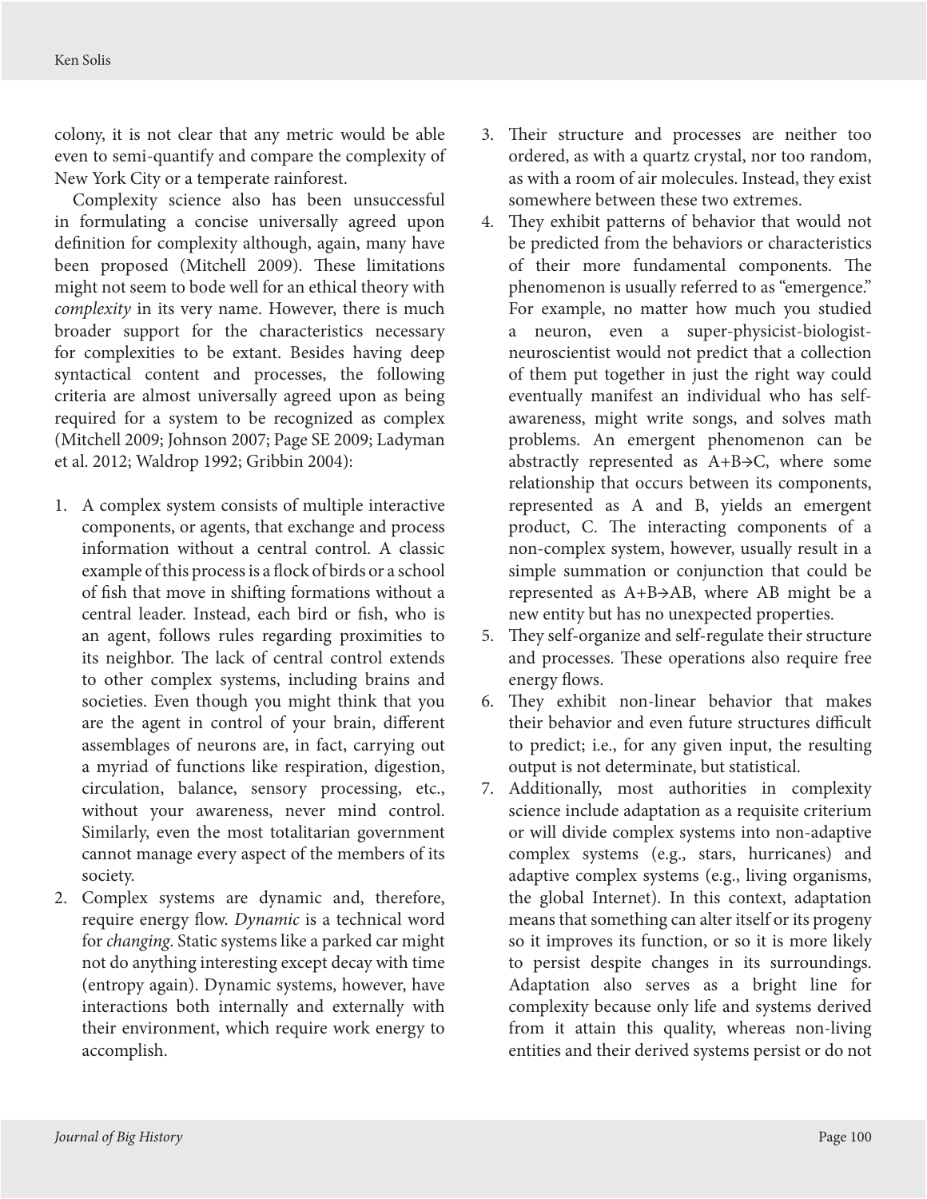colony, it is not clear that any metric would be able even to semi-quantify and compare the complexity of New York City or a temperate rainforest.

Complexity science also has been unsuccessful in formulating a concise universally agreed upon definition for complexity although, again, many have been proposed (Mitchell 2009). These limitations might not seem to bode well for an ethical theory with *complexity* in its very name. However, there is much broader support for the characteristics necessary for complexities to be extant. Besides having deep syntactical content and processes, the following criteria are almost universally agreed upon as being required for a system to be recognized as complex (Mitchell 2009; Johnson 2007; Page SE 2009; Ladyman et al. 2012; Waldrop 1992; Gribbin 2004):

1. A complex system consists of multiple interactive components, or agents, that exchange and process information without a central control. A classic example of this process is a flock of birds or a school of fish that move in shifting formations without a central leader. Instead, each bird or fish, who is an agent, follows rules regarding proximities to its neighbor. The lack of central control extends to other complex systems, including brains and societies. Even though you might think that you are the agent in control of your brain, different assemblages of neurons are, in fact, carrying out a myriad of functions like respiration, digestion, circulation, balance, sensory processing, etc., without your awareness, never mind control. Similarly, even the most totalitarian government cannot manage every aspect of the members of its society.
2. Complex systems are dynamic and, therefore, require energy flow. *Dynamic* is a technical word for *changing*. Static systems like a parked car might not do anything interesting except decay with time (entropy again). Dynamic systems, however, have interactions both internally and externally with their environment, which require work energy to accomplish.
3. Their structure and processes are neither too ordered, as with a quartz crystal, nor too random, as with a room of air molecules. Instead, they exist somewhere between these two extremes.
4. They exhibit patterns of behavior that would not be predicted from the behaviors or characteristics of their more fundamental components. The phenomenon is usually referred to as "emergence." For example, no matter how much you studied a neuron, even a super-physicist-biologist-neuroscientist would not predict that a collection of them put together in just the right way could eventually manifest an individual who has self-awareness, might write songs, and solves math problems. An emergent phenomenon can be abstractly represented as A+B→C, where some relationship that occurs between its components, represented as A and B, yields an emergent product, C. The interacting components of a non-complex system, however, usually result in a simple summation or conjunction that could be represented as A+B→AB, where AB might be a new entity but has no unexpected properties.
5. They self-organize and self-regulate their structure and processes. These operations also require free energy flows.
6. They exhibit non-linear behavior that makes their behavior and even future structures difficult to predict; i.e., for any given input, the resulting output is not determinate, but statistical.
7. Additionally, most authorities in complexity science include adaptation as a requisite criterium or will divide complex systems into non-adaptive complex systems (e.g., stars, hurricanes) and adaptive complex systems (e.g., living organisms, the global Internet). In this context, adaptation means that something can alter itself or its progeny so it improves its function, or so it is more likely to persist despite changes in its surroundings. Adaptation also serves as a bright line for complexity because only life and systems derived from it attain this quality, whereas non-living entities and their derived systems persist or do not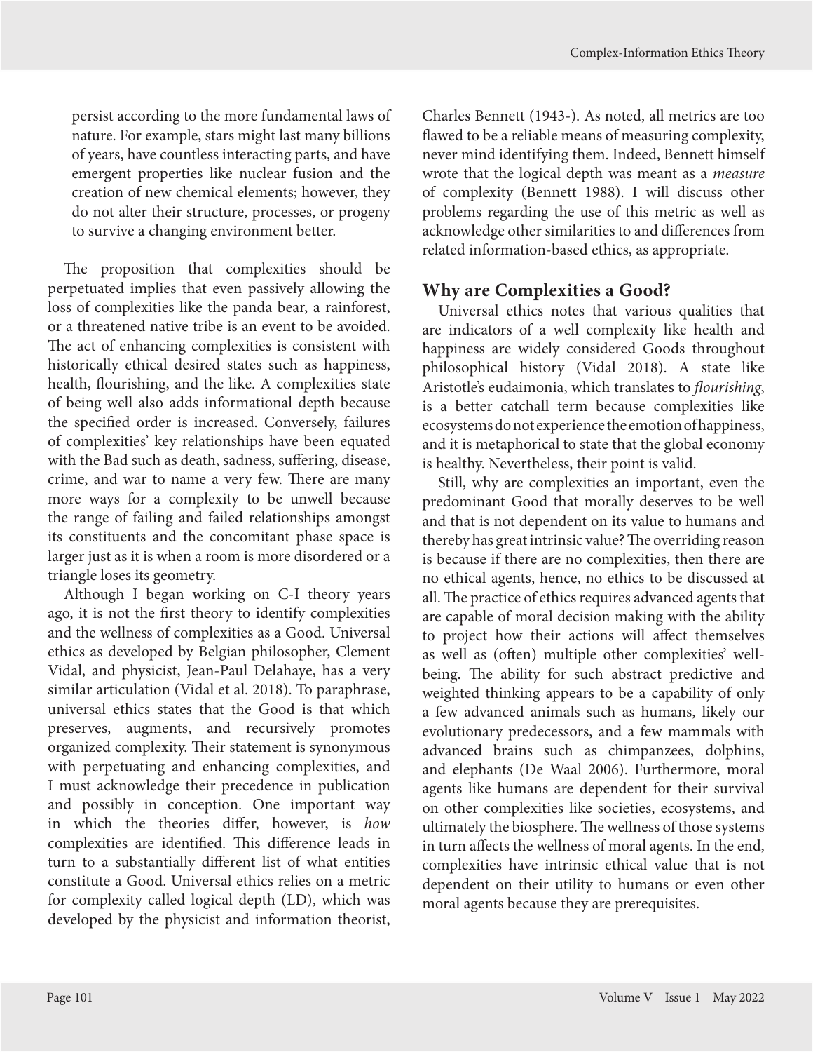persist according to the more fundamental laws of nature. For example, stars might last many billions of years, have countless interacting parts, and have emergent properties like nuclear fusion and the creation of new chemical elements; however, they do not alter their structure, processes, or progeny to survive a changing environment better.

The proposition that complexities should be perpetuated implies that even passively allowing the loss of complexities like the panda bear, a rainforest, or a threatened native tribe is an event to be avoided. The act of enhancing complexities is consistent with historically ethical desired states such as happiness, health, flourishing, and the like. A complexities state of being well also adds informational depth because the specified order is increased. Conversely, failures of complexities' key relationships have been equated with the Bad such as death, sadness, suffering, disease, crime, and war to name a very few. There are many more ways for a complexity to be unwell because the range of failing and failed relationships amongst its constituents and the concomitant phase space is larger just as it is when a room is more disordered or a triangle loses its geometry.

Although I began working on C-I theory years ago, it is not the first theory to identify complexities and the wellness of complexities as a Good. Universal ethics as developed by Belgian philosopher, Clement Vidal, and physicist, Jean-Paul Delahaye, has a very similar articulation (Vidal et al. 2018). To paraphrase, universal ethics states that the Good is that which preserves, augments, and recursively promotes organized complexity. Their statement is synonymous with perpetuating and enhancing complexities, and I must acknowledge their precedence in publication and possibly in conception. One important way in which the theories differ, however, is *how* complexities are identified. This difference leads in turn to a substantially different list of what entities constitute a Good. Universal ethics relies on a metric for complexity called logical depth (LD), which was developed by the physicist and information theorist, Charles Bennett (1943-). As noted, all metrics are too flawed to be a reliable means of measuring complexity, never mind identifying them. Indeed, Bennett himself wrote that the logical depth was meant as a *measure* of complexity (Bennett 1988). I will discuss other problems regarding the use of this metric as well as acknowledge other similarities to and differences from related information-based ethics, as appropriate.

## Why are Complexities a Good?

Universal ethics notes that various qualities that are indicators of a well complexity like health and happiness are widely considered Goods throughout philosophical history (Vidal 2018). A state like Aristotle's eudaimonia, which translates to *flourishing*, is a better catchall term because complexities like ecosystems do not experience the emotion of happiness, and it is metaphorical to state that the global economy is healthy. Nevertheless, their point is valid.

Still, why are complexities an important, even the predominant Good that morally deserves to be well and that is not dependent on its value to humans and thereby has great intrinsic value? The overriding reason is because if there are no complexities, then there are no ethical agents, hence, no ethics to be discussed at all. The practice of ethics requires advanced agents that are capable of moral decision making with the ability to project how their actions will affect themselves as well as (often) multiple other complexities' well-being. The ability for such abstract predictive and weighted thinking appears to be a capability of only a few advanced animals such as humans, likely our evolutionary predecessors, and a few mammals with advanced brains such as chimpanzees, dolphins, and elephants (De Waal 2006). Furthermore, moral agents like humans are dependent for their survival on other complexities like societies, ecosystems, and ultimately the biosphere. The wellness of those systems in turn affects the wellness of moral agents. In the end, complexities have intrinsic ethical value that is not dependent on their utility to humans or even other moral agents because they are prerequisites.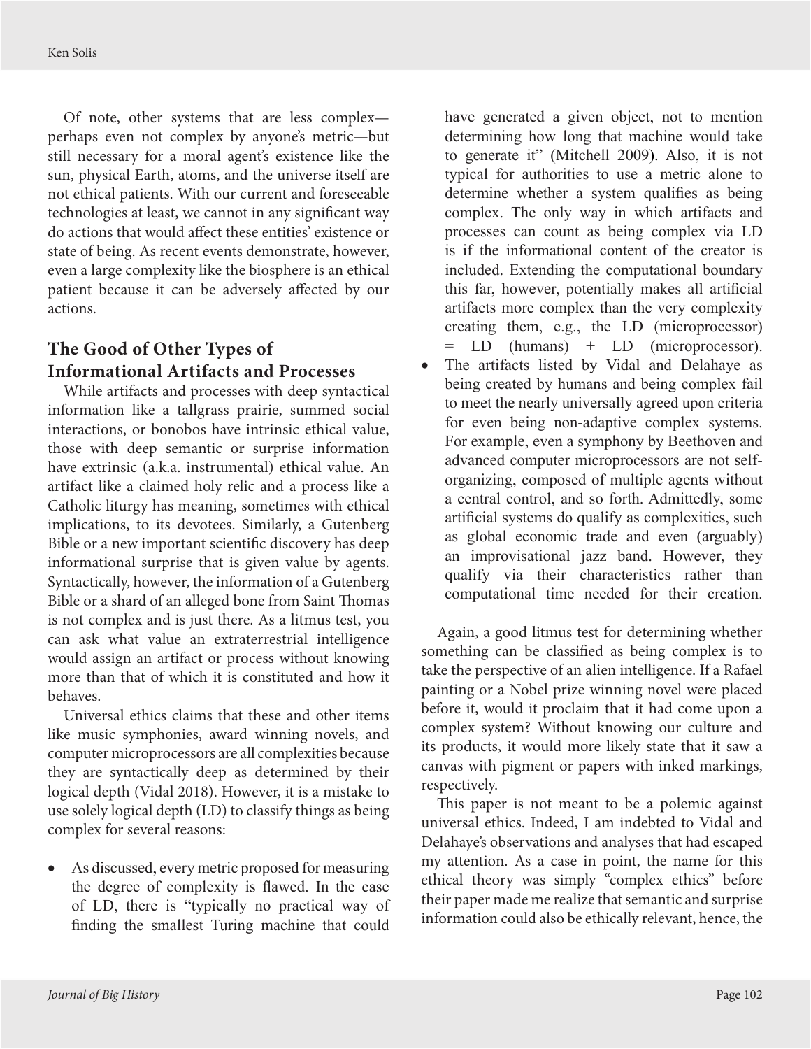Of note, other systems that are less complex—perhaps even not complex by anyone's metric—but still necessary for a moral agent's existence like the sun, physical Earth, atoms, and the universe itself are not ethical patients. With our current and foreseeable technologies at least, we cannot in any significant way do actions that would affect these entities' existence or state of being. As recent events demonstrate, however, even a large complexity like the biosphere is an ethical patient because it can be adversely affected by our actions.

## The Good of Other Types of Informational Artifacts and Processes

While artifacts and processes with deep syntactical information like a tallgrass prairie, summed social interactions, or bonobos have intrinsic ethical value, those with deep semantic or surprise information have extrinsic (a.k.a. instrumental) ethical value. An artifact like a claimed holy relic and a process like a Catholic liturgy has meaning, sometimes with ethical implications, to its devotees. Similarly, a Gutenberg Bible or a new important scientific discovery has deep informational surprise that is given value by agents. Syntactically, however, the information of a Gutenberg Bible or a shard of an alleged bone from Saint Thomas is not complex and is just there. As a litmus test, you can ask what value an extraterrestrial intelligence would assign an artifact or process without knowing more than that of which it is constituted and how it behaves.

Universal ethics claims that these and other items like music symphonies, award winning novels, and computer microprocessors are all complexities because they are syntactically deep as determined by their logical depth (Vidal 2018). However, it is a mistake to use solely logical depth (LD) to classify things as being complex for several reasons:

- As discussed, every metric proposed for measuring the degree of complexity is flawed. In the case of LD, there is "typically no practical way of finding the smallest Turing machine that could have generated a given object, not to mention determining how long that machine would take to generate it" (Mitchell 2009). Also, it is not typical for authorities to use a metric alone to determine whether a system qualifies as being complex. The only way in which artifacts and processes can count as being complex via LD is if the informational content of the creator is included. Extending the computational boundary this far, however, potentially makes all artificial artifacts more complex than the very complexity creating them, e.g., the LD (microprocessor) = LD (humans) + LD (microprocessor).
- The artifacts listed by Vidal and Delahaye as being created by humans and being complex fail to meet the nearly universally agreed upon criteria for even being non-adaptive complex systems. For example, even a symphony by Beethoven and advanced computer microprocessors are not self-organizing, composed of multiple agents without a central control, and so forth. Admittedly, some artificial systems do qualify as complexities, such as global economic trade and even (arguably) an improvisational jazz band. However, they qualify via their characteristics rather than computational time needed for their creation.

Again, a good litmus test for determining whether something can be classified as being complex is to take the perspective of an alien intelligence. If a Rafael painting or a Nobel prize winning novel were placed before it, would it proclaim that it had come upon a complex system? Without knowing our culture and its products, it would more likely state that it saw a canvas with pigment or papers with inked markings, respectively.

This paper is not meant to be a polemic against universal ethics. Indeed, I am indebted to Vidal and Delahaye's observations and analyses that had escaped my attention. As a case in point, the name for this ethical theory was simply "complex ethics" before their paper made me realize that semantic and surprise information could also be ethically relevant, hence, the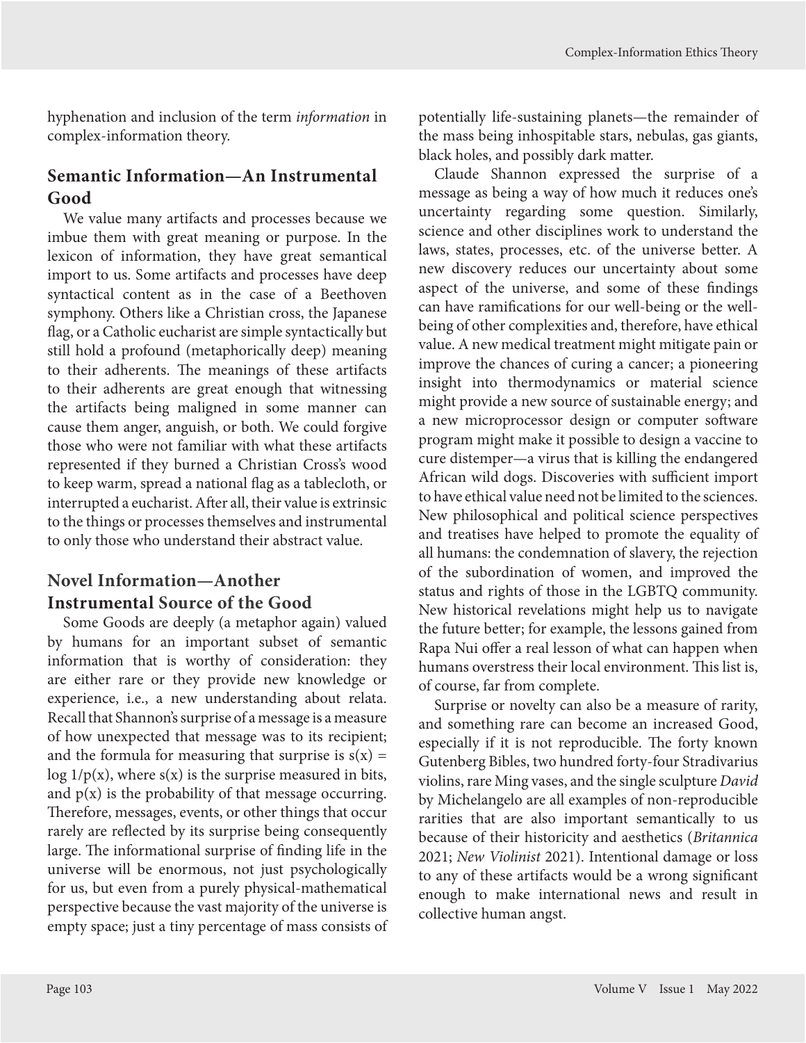hyphenation and inclusion of the term *information* in complex-information theory.

## Semantic Information—An Instrumental Good

We value many artifacts and processes because we imbue them with great meaning or purpose. In the lexicon of information, they have great semantical import to us. Some artifacts and processes have deep syntactical content as in the case of a Beethoven symphony. Others like a Christian cross, the Japanese flag, or a Catholic eucharist are simple syntactically but still hold a profound (metaphorically deep) meaning to their adherents. The meanings of these artifacts to their adherents are great enough that witnessing the artifacts being maligned in some manner can cause them anger, anguish, or both. We could forgive those who were not familiar with what these artifacts represented if they burned a Christian Cross's wood to keep warm, spread a national flag as a tablecloth, or interrupted a eucharist. After all, their value is extrinsic to the things or processes themselves and instrumental to only those who understand their abstract value.

## Novel Information—Another Instrumental Source of the Good

Some Goods are deeply (a metaphor again) valued by humans for an important subset of semantic information that is worthy of consideration: they are either rare or they provide new knowledge or experience, i.e., a new understanding about relata. Recall that Shannon's surprise of a message is a measure of how unexpected that message was to its recipient; and the formula for measuring that surprise is $s(x) = \log 1/p(x)$, where $s(x)$ is the surprise measured in bits, and $p(x)$ is the probability of that message occurring. Therefore, messages, events, or other things that occur rarely are reflected by its surprise being consequently large. The informational surprise of finding life in the universe will be enormous, not just psychologically for us, but even from a purely physical-mathematical perspective because the vast majority of the universe is empty space; just a tiny percentage of mass consists of potentially life-sustaining planets—the remainder of the mass being inhospitable stars, nebulas, gas giants, black holes, and possibly dark matter.

Claude Shannon expressed the surprise of a message as being a way of how much it reduces one's uncertainty regarding some question. Similarly, science and other disciplines work to understand the laws, states, processes, etc. of the universe better. A new discovery reduces our uncertainty about some aspect of the universe, and some of these findings can have ramifications for our well-being or the well-being of other complexities and, therefore, have ethical value. A new medical treatment might mitigate pain or improve the chances of curing a cancer; a pioneering insight into thermodynamics or material science might provide a new source of sustainable energy; and a new microprocessor design or computer software program might make it possible to design a vaccine to cure distemper—a virus that is killing the endangered African wild dogs. Discoveries with sufficient import to have ethical value need not be limited to the sciences. New philosophical and political science perspectives and treatises have helped to promote the equality of all humans: the condemnation of slavery, the rejection of the subordination of women, and improved the status and rights of those in the LGBTQ community. New historical revelations might help us to navigate the future better; for example, the lessons gained from Rapa Nui offer a real lesson of what can happen when humans overstress their local environment. This list is, of course, far from complete.

Surprise or novelty can also be a measure of rarity, and something rare can become an increased Good, especially if it is not reproducible. The forty known Gutenberg Bibles, two hundred forty-four Stradivarius violins, rare Ming vases, and the single sculpture *David* by Michelangelo are all examples of non-reproducible rarities that are also important semantically to us because of their historicity and aesthetics (*Britannica* 2021; *New Violinist* 2021). Intentional damage or loss to any of these artifacts would be a wrong significant enough to make international news and result in collective human angst.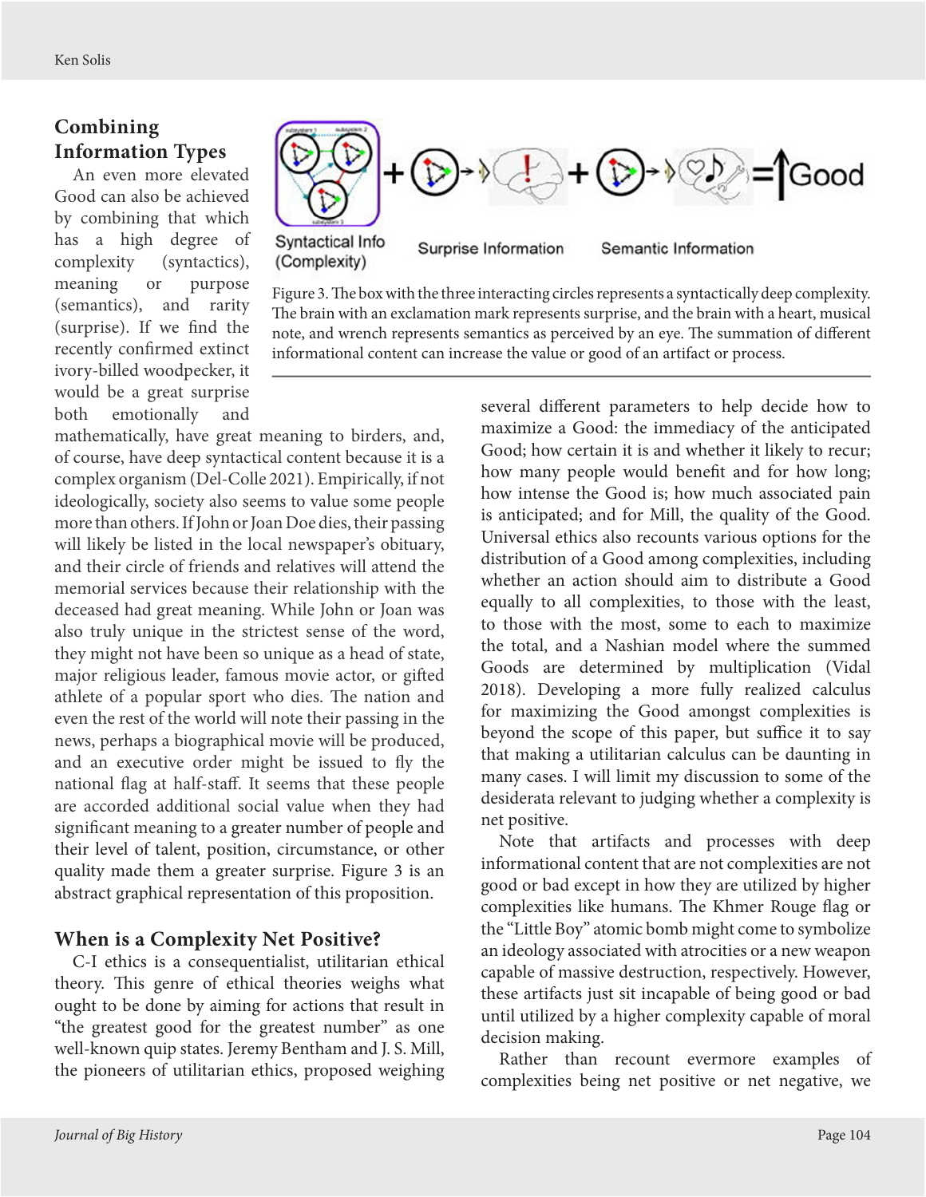## Combining Information Types

An even more elevated Good can also be achieved by combining that which has a high degree of complexity (syntactics), meaning or purpose (semantics), and rarity (surprise). If we find the recently confirmed extinct ivory-billed woodpecker, it would be a great surprise both emotionally and mathematically, have great meaning to birders, and, of course, have deep syntactical content because it is a complex organism (Del-Colle 2021). Empirically, if not ideologically, society also seems to value some people more than others. If John or Joan Doe dies, their passing will likely be listed in the local newspaper's obituary, and their circle of friends and relatives will attend the memorial services because their relationship with the deceased had great meaning. While John or Joan was also truly unique in the strictest sense of the word, they might not have been so unique as a head of state, major religious leader, famous movie actor, or gifted athlete of a popular sport who dies. The nation and even the rest of the world will note their passing in the news, perhaps a biographical movie will be produced, and an executive order might be issued to fly the national flag at half-staff. It seems that these people are accorded additional social value when they had significant meaning to a greater number of people and their level of talent, position, circumstance, or other quality made them a greater surprise. Figure 3 is an abstract graphical representation of this proposition.

Syntactical Info (Complexity) + Surprise Information + Semantic Information = ↑Good

Figure 3. The box with the three interacting circles represents a syntactically deep complexity. The brain with an exclamation mark represents surprise, and the brain with a heart, musical note, and wrench represents semantics as perceived by an eye. The summation of different informational content can increase the value or good of an artifact or process.

## When is a Complexity Net Positive?

C-I ethics is a consequentialist, utilitarian ethical theory. This genre of ethical theories weighs what ought to be done by aiming for actions that result in "the greatest good for the greatest number" as one well-known quip states. Jeremy Bentham and J. S. Mill, the pioneers of utilitarian ethics, proposed weighing several different parameters to help decide how to maximize a Good: the immediacy of the anticipated Good; how certain it is and whether it likely to recur; how many people would benefit and for how long; how intense the Good is; how much associated pain is anticipated; and for Mill, the quality of the Good. Universal ethics also recounts various options for the distribution of a Good among complexities, including whether an action should aim to distribute a Good equally to all complexities, to those with the least, to those with the most, some to each to maximize the total, and a Nashian model where the summed Goods are determined by multiplication (Vidal 2018). Developing a more fully realized calculus for maximizing the Good amongst complexities is beyond the scope of this paper, but suffice it to say that making a utilitarian calculus can be daunting in many cases. I will limit my discussion to some of the desiderata relevant to judging whether a complexity is net positive.

Note that artifacts and processes with deep informational content that are not complexities are not good or bad except in how they are utilized by higher complexities like humans. The Khmer Rouge flag or the "Little Boy" atomic bomb might come to symbolize an ideology associated with atrocities or a new weapon capable of massive destruction, respectively. However, these artifacts just sit incapable of being good or bad until utilized by a higher complexity capable of moral decision making.

Rather than recount evermore examples of complexities being net positive or net negative, we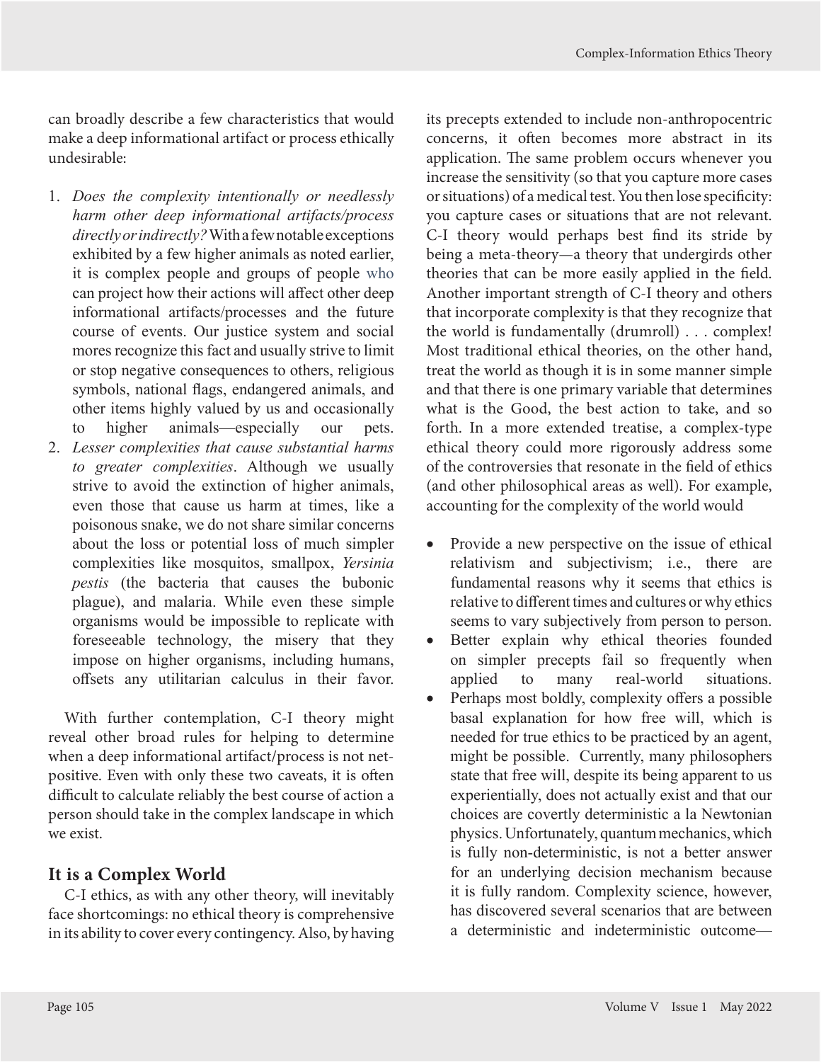can broadly describe a few characteristics that would make a deep informational artifact or process ethically undesirable:

1. *Does the complexity intentionally or needlessly harm other deep informational artifacts/process directly or indirectly?* With a few notable exceptions exhibited by a few higher animals as noted earlier, it is complex people and groups of people who can project how their actions will affect other deep informational artifacts/processes and the future course of events. Our justice system and social mores recognize this fact and usually strive to limit or stop negative consequences to others, religious symbols, national flags, endangered animals, and other items highly valued by us and occasionally to higher animals—especially our pets.
2. *Lesser complexities that cause substantial harms to greater complexities*. Although we usually strive to avoid the extinction of higher animals, even those that cause us harm at times, like a poisonous snake, we do not share similar concerns about the loss or potential loss of much simpler complexities like mosquitos, smallpox, *Yersinia pestis* (the bacteria that causes the bubonic plague), and malaria. While even these simple organisms would be impossible to replicate with foreseeable technology, the misery that they impose on higher organisms, including humans, offsets any utilitarian calculus in their favor.

With further contemplation, C-I theory might reveal other broad rules for helping to determine when a deep informational artifact/process is not net-positive. Even with only these two caveats, it is often difficult to calculate reliably the best course of action a person should take in the complex landscape in which we exist.

## It is a Complex World

C-I ethics, as with any other theory, will inevitably face shortcomings: no ethical theory is comprehensive in its ability to cover every contingency. Also, by having its precepts extended to include non-anthropocentric concerns, it often becomes more abstract in its application. The same problem occurs whenever you increase the sensitivity (so that you capture more cases or situations) of a medical test. You then lose specificity: you capture cases or situations that are not relevant. C-I theory would perhaps best find its stride by being a meta-theory—a theory that undergirds other theories that can be more easily applied in the field. Another important strength of C-I theory and others that incorporate complexity is that they recognize that the world is fundamentally (drumroll) . . . complex! Most traditional ethical theories, on the other hand, treat the world as though it is in some manner simple and that there is one primary variable that determines what is the Good, the best action to take, and so forth. In a more extended treatise, a complex-type ethical theory could more rigorously address some of the controversies that resonate in the field of ethics (and other philosophical areas as well). For example, accounting for the complexity of the world would

- Provide a new perspective on the issue of ethical relativism and subjectivism; i.e., there are fundamental reasons why it seems that ethics is relative to different times and cultures or why ethics seems to vary subjectively from person to person.
- Better explain why ethical theories founded on simpler precepts fail so frequently when applied to many real-world situations.
- Perhaps most boldly, complexity offers a possible basal explanation for how free will, which is needed for true ethics to be practiced by an agent, might be possible. Currently, many philosophers state that free will, despite its being apparent to us experientially, does not actually exist and that our choices are covertly deterministic a la Newtonian physics. Unfortunately, quantum mechanics, which is fully non-deterministic, is not a better answer for an underlying decision mechanism because it is fully random. Complexity science, however, has discovered several scenarios that are between a deterministic and indeterministic outcome—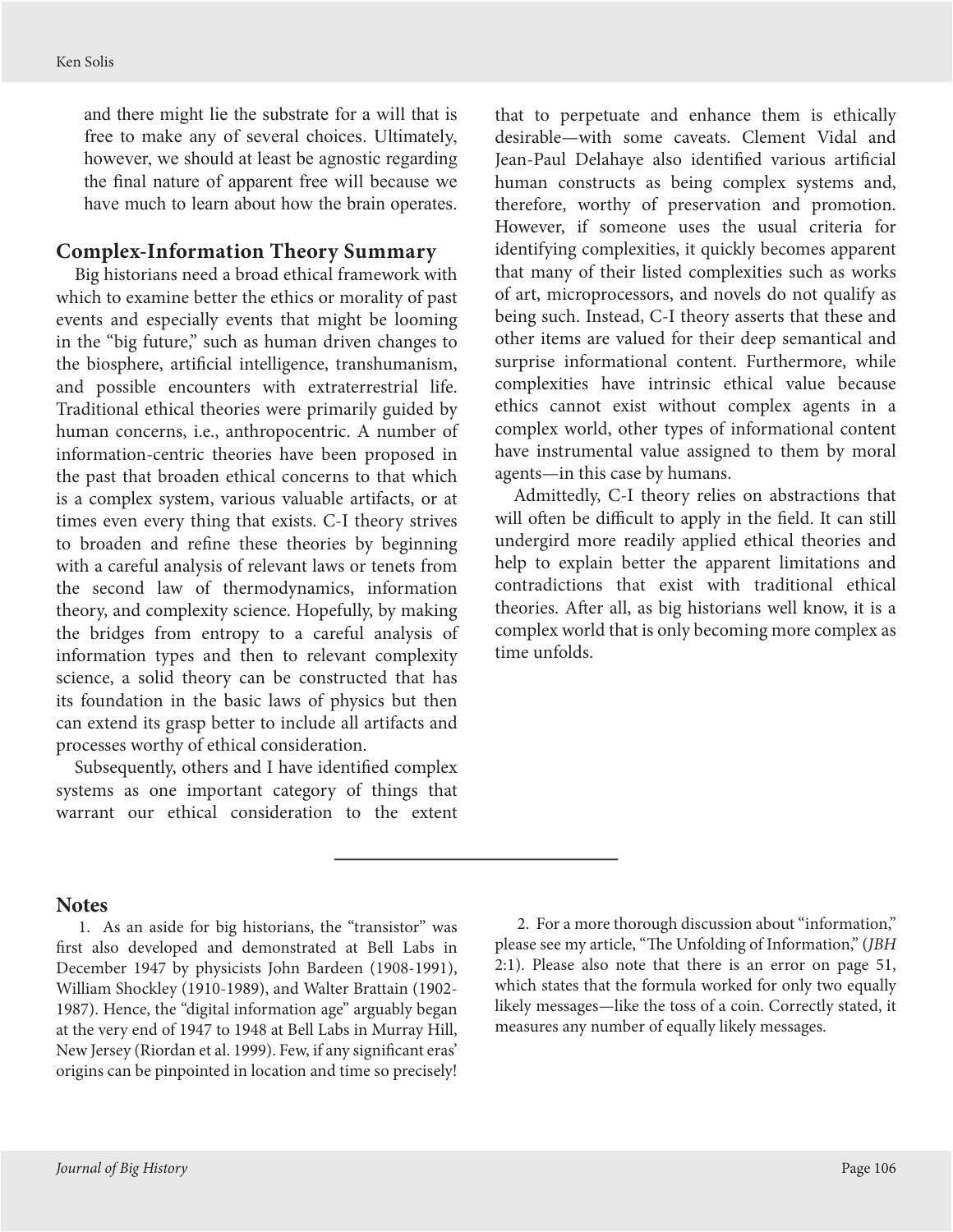and there might lie the substrate for a will that is free to make any of several choices. Ultimately, however, we should at least be agnostic regarding the final nature of apparent free will because we have much to learn about how the brain operates.

## Complex-Information Theory Summary

Big historians need a broad ethical framework with which to examine better the ethics or morality of past events and especially events that might be looming in the "big future," such as human driven changes to the biosphere, artificial intelligence, transhumanism, and possible encounters with extraterrestrial life. Traditional ethical theories were primarily guided by human concerns, i.e., anthropocentric. A number of information-centric theories have been proposed in the past that broaden ethical concerns to that which is a complex system, various valuable artifacts, or at times even every thing that exists. C-I theory strives to broaden and refine these theories by beginning with a careful analysis of relevant laws or tenets from the second law of thermodynamics, information theory, and complexity science. Hopefully, by making the bridges from entropy to a careful analysis of information types and then to relevant complexity science, a solid theory can be constructed that has its foundation in the basic laws of physics but then can extend its grasp better to include all artifacts and processes worthy of ethical consideration.

Subsequently, others and I have identified complex systems as one important category of things that warrant our ethical consideration to the extent that to perpetuate and enhance them is ethically desirable—with some caveats. Clement Vidal and Jean-Paul Delahaye also identified various artificial human constructs as being complex systems and, therefore, worthy of preservation and promotion. However, if someone uses the usual criteria for identifying complexities, it quickly becomes apparent that many of their listed complexities such as works of art, microprocessors, and novels do not qualify as being such. Instead, C-I theory asserts that these and other items are valued for their deep semantical and surprise informational content. Furthermore, while complexities have intrinsic ethical value because ethics cannot exist without complex agents in a complex world, other types of informational content have instrumental value assigned to them by moral agents—in this case by humans.

Admittedly, C-I theory relies on abstractions that will often be difficult to apply in the field. It can still undergird more readily applied ethical theories and help to explain better the apparent limitations and contradictions that exist with traditional ethical theories. After all, as big historians well know, it is a complex world that is only becoming more complex as time unfolds.

---

## Notes

1. As an aside for big historians, the "transistor" was first also developed and demonstrated at Bell Labs in December 1947 by physicists John Bardeen (1908-1991), William Shockley (1910-1989), and Walter Brattain (1902-1987). Hence, the "digital information age" arguably began at the very end of 1947 to 1948 at Bell Labs in Murray Hill, New Jersey (Riordan et al. 1999). Few, if any significant eras' origins can be pinpointed in location and time so precisely!

2. For a more thorough discussion about "information," please see my article, "The Unfolding of Information," (*JBH* 2:1). Please also note that there is an error on page 51, which states that the formula worked for only two equally likely messages—like the toss of a coin. Correctly stated, it measures any number of equally likely messages.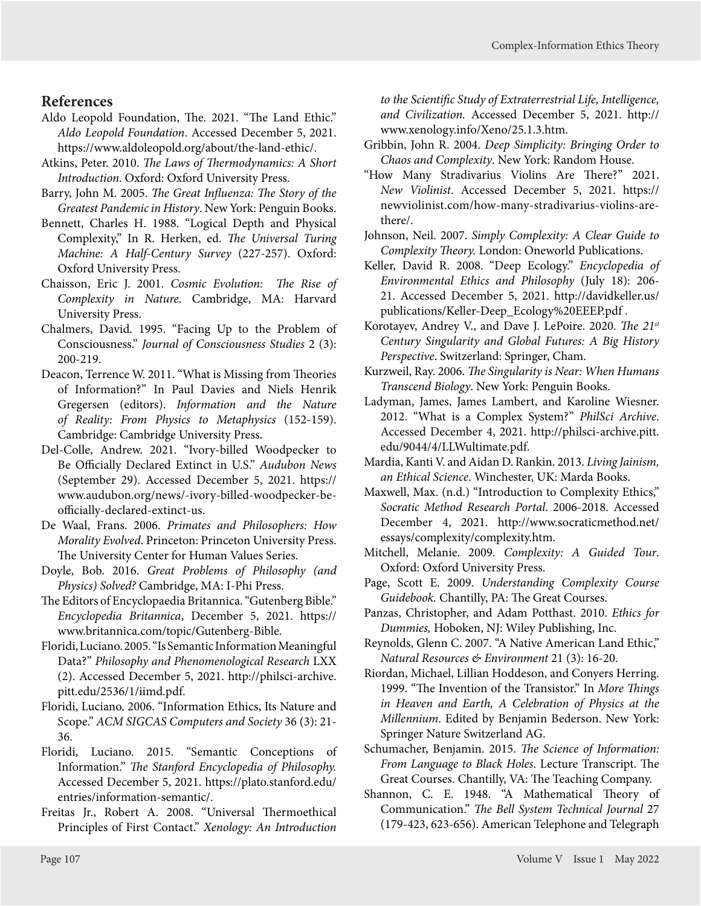## References

Aldo Leopold Foundation, The. 2021. "The Land Ethic." *Aldo Leopold Foundation*. Accessed December 5, 2021. https://www.aldoleopold.org/about/the-land-ethic/.

Atkins, Peter. 2010. *The Laws of Thermodynamics: A Short Introduction*. Oxford: Oxford University Press.

Barry, John M. 2005. *The Great Influenza: The Story of the Greatest Pandemic in History*. New York: Penguin Books.

Bennett, Charles H. 1988. "Logical Depth and Physical Complexity," In R. Herken, ed. *The Universal Turing Machine: A Half-Century Survey* (227-257). Oxford: Oxford University Press.

Chaisson, Eric J. 2001. *Cosmic Evolution: The Rise of Complexity in Nature*. Cambridge, MA: Harvard University Press.

Chalmers, David. 1995. "Facing Up to the Problem of Consciousness." *Journal of Consciousness Studies* 2 (3): 200-219.

Deacon, Terrence W. 2011. "What is Missing from Theories of Information?" In Paul Davies and Niels Henrik Gregersen (editors). *Information and the Nature of Reality: From Physics to Metaphysics* (152-159). Cambridge: Cambridge University Press.

Del-Colle, Andrew. 2021. "Ivory-billed Woodpecker to Be Officially Declared Extinct in U.S." *Audubon News* (September 29). Accessed December 5, 2021. https://www.audubon.org/news/-ivory-billed-woodpecker-be-officially-declared-extinct-us.

De Waal, Frans. 2006. *Primates and Philosophers: How Morality Evolved*. Princeton: Princeton University Press. The University Center for Human Values Series.

Doyle, Bob. 2016. *Great Problems of Philosophy (and Physics) Solved?* Cambridge, MA: I-Phi Press.

The Editors of Encyclopaedia Britannica. "Gutenberg Bible." *Encyclopedia Britannica*, December 5, 2021. https://www.britannica.com/topic/Gutenberg-Bible.

Floridi, Luciano. 2005. "Is Semantic Information Meaningful Data?" *Philosophy and Phenomenological Research* LXX (2). Accessed December 5, 2021. http://philsci-archive.pitt.edu/2536/1/iimd.pdf.

Floridi, Luciano. 2006. "Information Ethics, Its Nature and Scope." *ACM SIGCAS Computers and Society* 36 (3): 21-36.

Floridi, Luciano. 2015. "Semantic Conceptions of Information." *The Stanford Encyclopedia of Philosophy.* Accessed December 5, 2021. https://plato.stanford.edu/entries/information-semantic/.

Freitas Jr., Robert A. 2008. "Universal Thermoethical Principles of First Contact." *Xenology: An Introduction to the Scientific Study of Extraterrestrial Life, Intelligence, and Civilization.* Accessed December 5, 2021. http://www.xenology.info/Xeno/25.1.3.htm.

Gribbin, John R. 2004. *Deep Simplicity: Bringing Order to Chaos and Complexity*. New York: Random House.

"How Many Stradivarius Violins Are There?" 2021. *New Violinist*. Accessed December 5, 2021. https://newviolinist.com/how-many-stradivarius-violins-are-there/.

Johnson, Neil. 2007. *Simply Complexity: A Clear Guide to Complexity Theory.* London: Oneworld Publications.

Keller, David R. 2008. "Deep Ecology." *Encyclopedia of Environmental Ethics and Philosophy* (July 18): 206-21. Accessed December 5, 2021. http://davidkeller.us/publications/Keller-Deep_Ecology%20EEEP.pdf .

Korotayev, Andrey V., and Dave J. LePoire. 2020. *The 21st Century Singularity and Global Futures: A Big History Perspective*. Switzerland: Springer, Cham.

Kurzweil, Ray. 2006. *The Singularity is Near: When Humans Transcend Biology*. New York: Penguin Books.

Ladyman, James, James Lambert, and Karoline Wiesner. 2012. "What is a Complex System?" *PhilSci Archive*. Accessed December 4, 2021. http://philsci-archive.pitt.edu/9044/4/LLWultimate.pdf.

Mardia, Kanti V. and Aidan D. Rankin. 2013. *Living Jainism, an Ethical Science*. Winchester, UK: Marda Books.

Maxwell, Max. (n.d.) "Introduction to Complexity Ethics," *Socratic Method Research Portal*. 2006-2018. Accessed December 4, 2021. http://www.socraticmethod.net/essays/complexity/complexity.htm.

Mitchell, Melanie. 2009. *Complexity: A Guided Tour*. Oxford: Oxford University Press.

Page, Scott E. 2009. *Understanding Complexity Course Guidebook.* Chantilly, PA: The Great Courses.

Panzas, Christopher, and Adam Potthast. 2010. *Ethics for Dummies,* Hoboken, NJ: Wiley Publishing, Inc.

Reynolds, Glenn C. 2007. "A Native American Land Ethic," *Natural Resources & Environment* 21 (3): 16-20.

Riordan, Michael, Lillian Hoddeson, and Conyers Herring. 1999. "The Invention of the Transistor." In *More Things in Heaven and Earth, A Celebration of Physics at the Millennium*. Edited by Benjamin Bederson. New York: Springer Nature Switzerland AG.

Schumacher, Benjamin. 2015. *The Science of Information: From Language to Black Holes*. Lecture Transcript. The Great Courses. Chantilly, VA: The Teaching Company.

Shannon, C. E. 1948. "A Mathematical Theory of Communication." *The Bell System Technical Journal* 27 (179-423, 623-656). American Telephone and Telegraph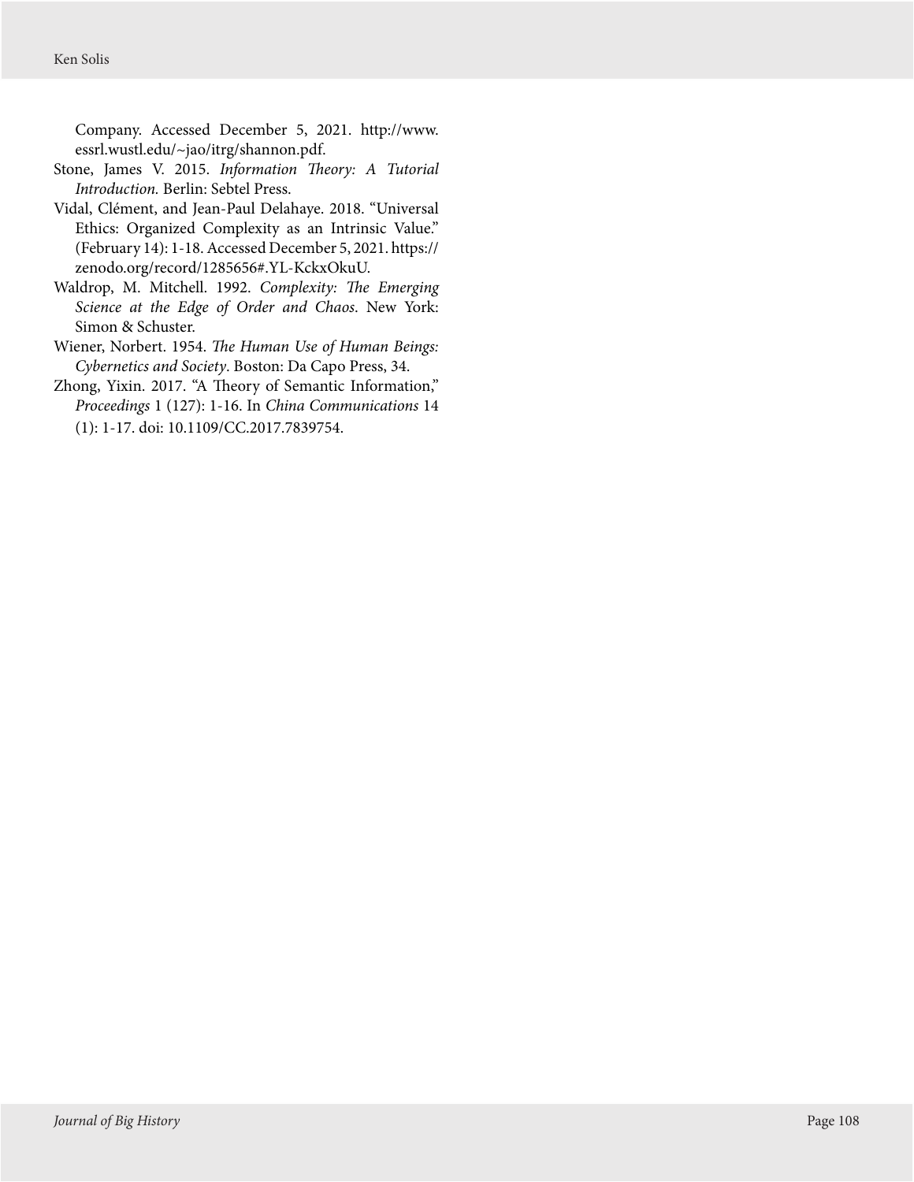Company. Accessed December 5, 2021. http://www.essrl.wustl.edu/~jao/itrg/shannon.pdf.

Stone, James V. 2015. *Information Theory: A Tutorial Introduction*. Berlin: Sebtel Press.

Vidal, Clément, and Jean-Paul Delahaye. 2018. "Universal Ethics: Organized Complexity as an Intrinsic Value." (February 14): 1-18. Accessed December 5, 2021. https://zenodo.org/record/1285656#.YL-KckxOkuU.

Waldrop, M. Mitchell. 1992. *Complexity: The Emerging Science at the Edge of Order and Chaos*. New York: Simon & Schuster.

Wiener, Norbert. 1954. *The Human Use of Human Beings: Cybernetics and Society*. Boston: Da Capo Press, 34.

Zhong, Yixin. 2017. "A Theory of Semantic Information," *Proceedings* 1 (127): 1-16. In *China Communications* 14 (1): 1-17. doi: 10.1109/CC.2017.7839754.